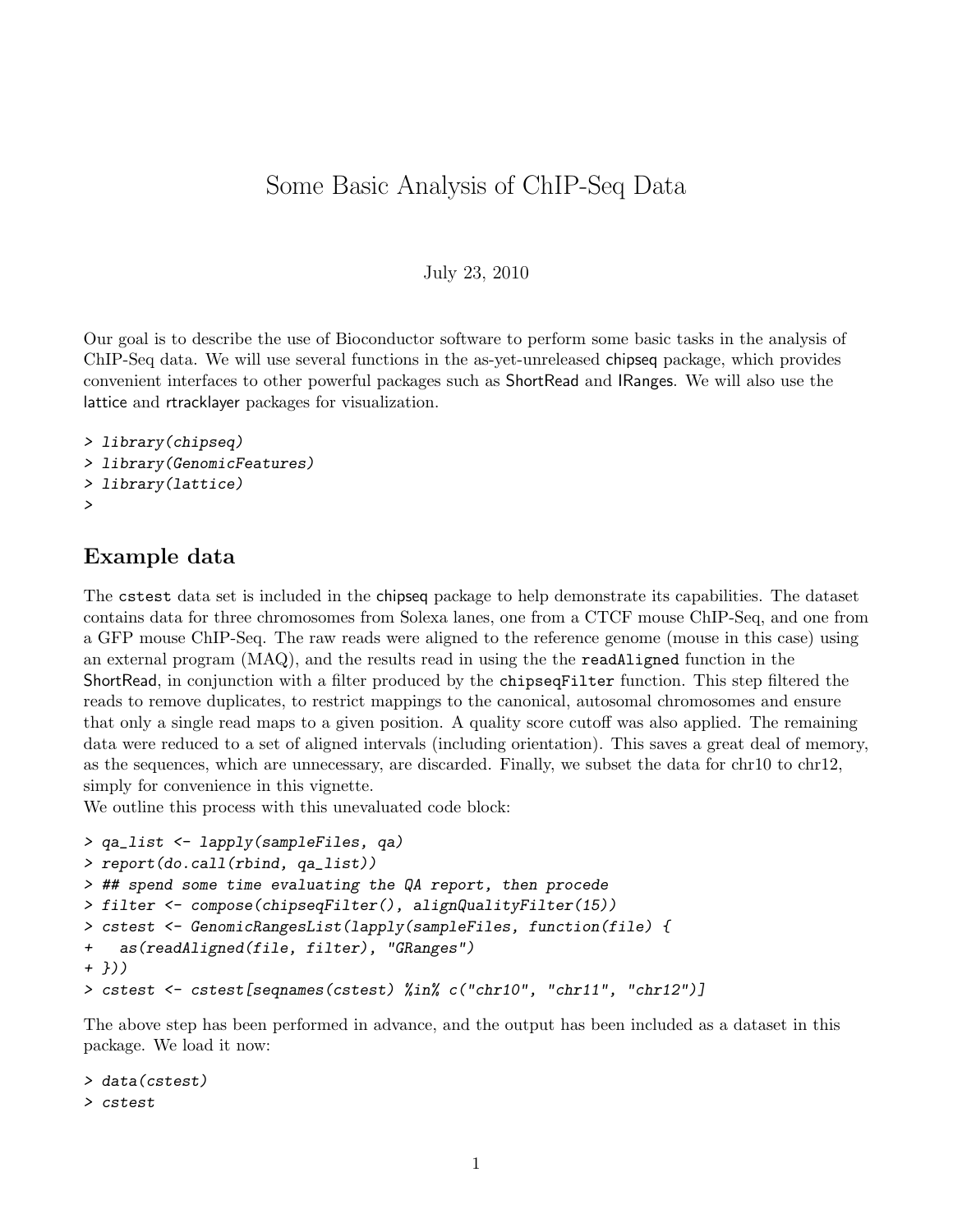# Some Basic Analysis of ChIP-Seq Data

July 23, 2010

Our goal is to describe the use of Bioconductor software to perform some basic tasks in the analysis of ChIP-Seq data. We will use several functions in the as-yet-unreleased chipseq package, which provides convenient interfaces to other powerful packages such as ShortRead and IRanges. We will also use the lattice and rtracklayer packages for visualization.

```
> library(chipseq)
> library(GenomicFeatures)
> library(lattice)
>
```

## Example data

The cstest data set is included in the chipseq package to help demonstrate its capabilities. The dataset contains data for three chromosomes from Solexa lanes, one from a CTCF mouse ChIP-Seq, and one from a GFP mouse ChIP-Seq. The raw reads were aligned to the reference genome (mouse in this case) using an external program (MAQ), and the results read in using the the readAligned function in the ShortRead, in conjunction with a filter produced by the chipseqFilter function. This step filtered the reads to remove duplicates, to restrict mappings to the canonical, autosomal chromosomes and ensure that only a single read maps to a given position. A quality score cutoff was also applied. The remaining data were reduced to a set of aligned intervals (including orientation). This saves a great deal of memory, as the sequences, which are unnecessary, are discarded. Finally, we subset the data for chr10 to chr12, simply for convenience in this vignette.
We outline this process with this unevaluated code block:

```
> qa_list <- lapply(sampleFiles, qa)
> report(do.call(rbind, qa_list))
> ## spend some time evaluating the QA report, then procede
> filter <- compose(chipseqFilter(), alignQualityFilter(15))
> cstest <- GenomicRangesList(lapply(sampleFiles, function(file) {
+   as(readAligned(file, filter), "GRanges")
+ }))
> cstest <- cstest[seqnames(cstest) %in% c("chr10", "chr11", "chr12")]
```

The above step has been performed in advance, and the output has been included as a dataset in this package. We load it now:

```
> data(cstest)
> cstest
```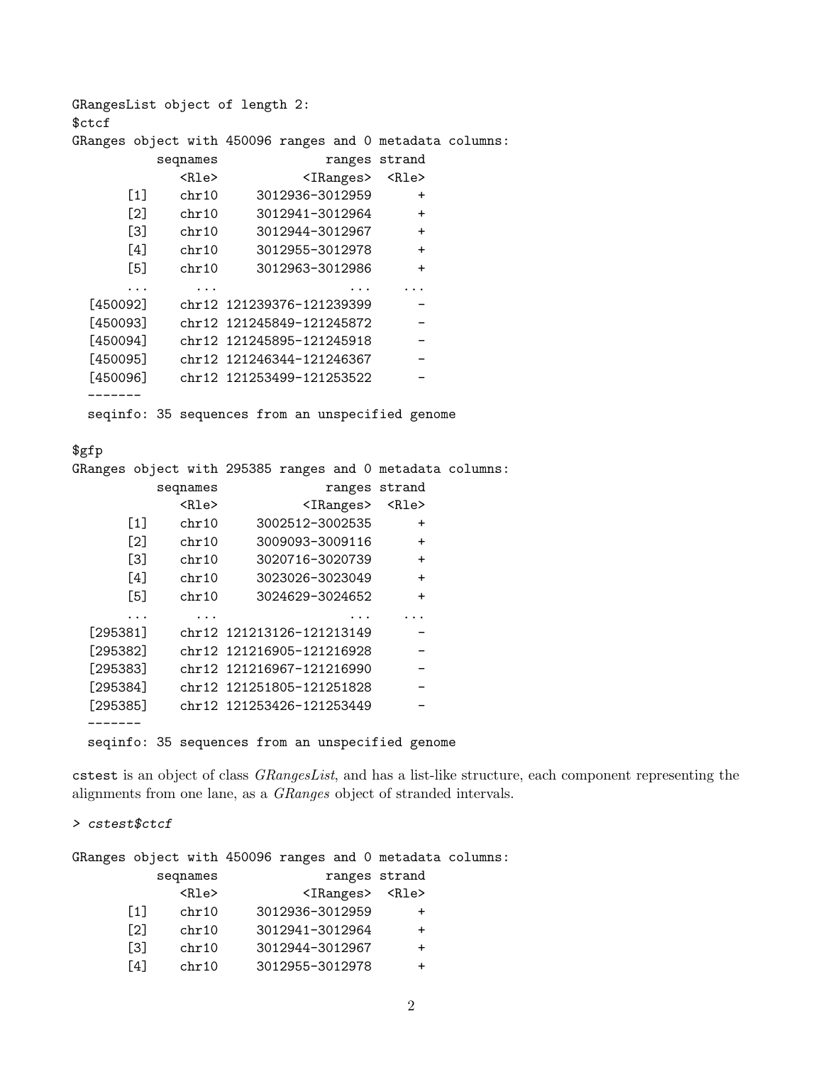```
GRangesList object of length 2:
$ctcf
GRanges object with 450096 ranges and 0 metadata columns:
           seqnames              ranges strand
              <Rle>           <IRanges>  <Rle>
       [1]    chr10     3012936-3012959      +
       [2]    chr10     3012941-3012964      +
       [3]    chr10     3012944-3012967      +
       [4]    chr10     3012955-3012978      +
       [5]    chr10     3012963-3012986      +
       ...      ...                 ...    ...
  [450092]    chr12 121239376-121239399      -
  [450093]    chr12 121245849-121245872      -
  [450094]    chr12 121245895-121245918      -
  [450095]    chr12 121246344-121246367      -
  [450096]    chr12 121253499-121253522      -
  -------
  seqinfo: 35 sequences from an unspecified genome

$gfp
GRanges object with 295385 ranges and 0 metadata columns:
           seqnames              ranges strand
              <Rle>           <IRanges>  <Rle>
       [1]    chr10     3002512-3002535      +
       [2]    chr10     3009093-3009116      +
       [3]    chr10     3020716-3020739      +
       [4]    chr10     3023026-3023049      +
       [5]    chr10     3024629-3024652      +
       ...      ...                 ...    ...
  [295381]    chr12 121213126-121213149      -
  [295382]    chr12 121216905-121216928      -
  [295383]    chr12 121216967-121216990      -
  [295384]    chr12 121251805-121251828      -
  [295385]    chr12 121253426-121253449      -
  -------
  seqinfo: 35 sequences from an unspecified genome
```

`cstest` is an object of class *GRangesList*, and has a list-like structure, each component representing the alignments from one lane, as a *GRanges* object of stranded intervals.

```
> cstest$ctcf

GRanges object with 450096 ranges and 0 metadata columns:
           seqnames              ranges strand
              <Rle>           <IRanges>  <Rle>
       [1]    chr10     3012936-3012959      +
       [2]    chr10     3012941-3012964      +
       [3]    chr10     3012944-3012967      +
       [4]    chr10     3012955-3012978      +
```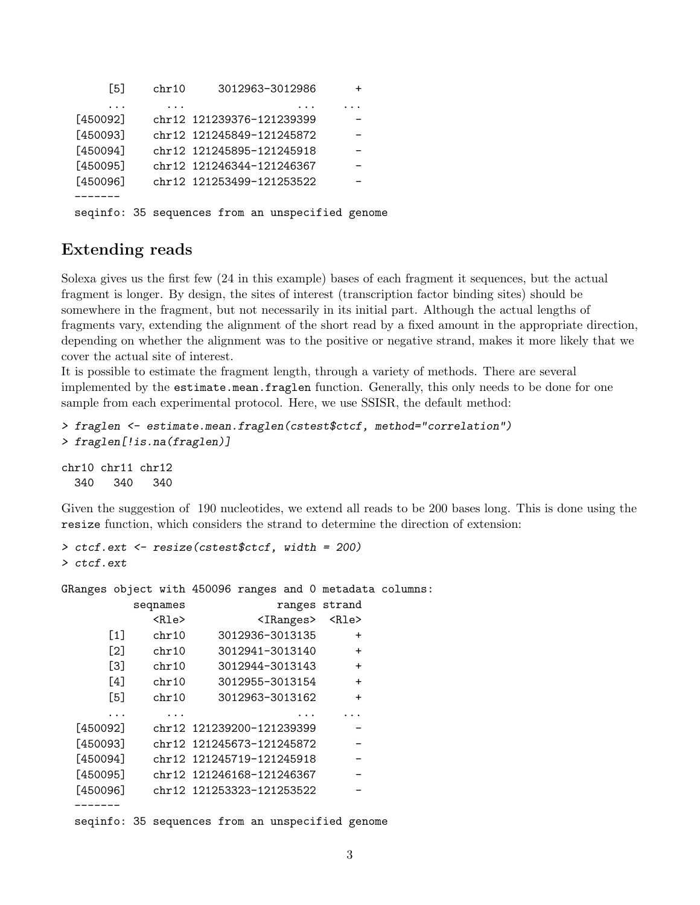```
      [5]    chr10     3012963-3012986      +
      ...      ...                 ...    ...
 [450092]    chr12 121239376-121239399      -
 [450093]    chr12 121245849-121245872      -
 [450094]    chr12 121245895-121245918      -
 [450095]    chr12 121246344-121246367      -
 [450096]    chr12 121253499-121253522      -
 -------
 seqinfo: 35 sequences from an unspecified genome
```

## Extending reads

Solexa gives us the first few (24 in this example) bases of each fragment it sequences, but the actual fragment is longer. By design, the sites of interest (transcription factor binding sites) should be somewhere in the fragment, but not necessarily in its initial part. Although the actual lengths of fragments vary, extending the alignment of the short read by a fixed amount in the appropriate direction, depending on whether the alignment was to the positive or negative strand, makes it more likely that we cover the actual site of interest.
It is possible to estimate the fragment length, through a variety of methods. There are several implemented by the `estimate.mean.fraglen` function. Generally, this only needs to be done for one sample from each experimental protocol. Here, we use SSISR, the default method:

```
> fraglen <- estimate.mean.fraglen(cstest$ctcf, method="correlation")
> fraglen[!is.na(fraglen)]

chr10 chr11 chr12
  340   340   340
```

Given the suggestion of 190 nucleotides, we extend all reads to be 200 bases long. This is done using the `resize` function, which considers the strand to determine the direction of extension:

```
> ctcf.ext <- resize(cstest$ctcf, width = 200)
> ctcf.ext

GRanges object with 450096 ranges and 0 metadata columns:
           seqnames              ranges strand
              <Rle>           <IRanges>  <Rle>
      [1]    chr10     3012936-3013135      +
      [2]    chr10     3012941-3013140      +
      [3]    chr10     3012944-3013143      +
      [4]    chr10     3012955-3013154      +
      [5]    chr10     3012963-3013162      +
      ...      ...                 ...    ...
 [450092]    chr12 121239200-121239399      -
 [450093]    chr12 121245673-121245872      -
 [450094]    chr12 121245719-121245918      -
 [450095]    chr12 121246168-121246367      -
 [450096]    chr12 121253323-121253522      -
 -------
 seqinfo: 35 sequences from an unspecified genome
```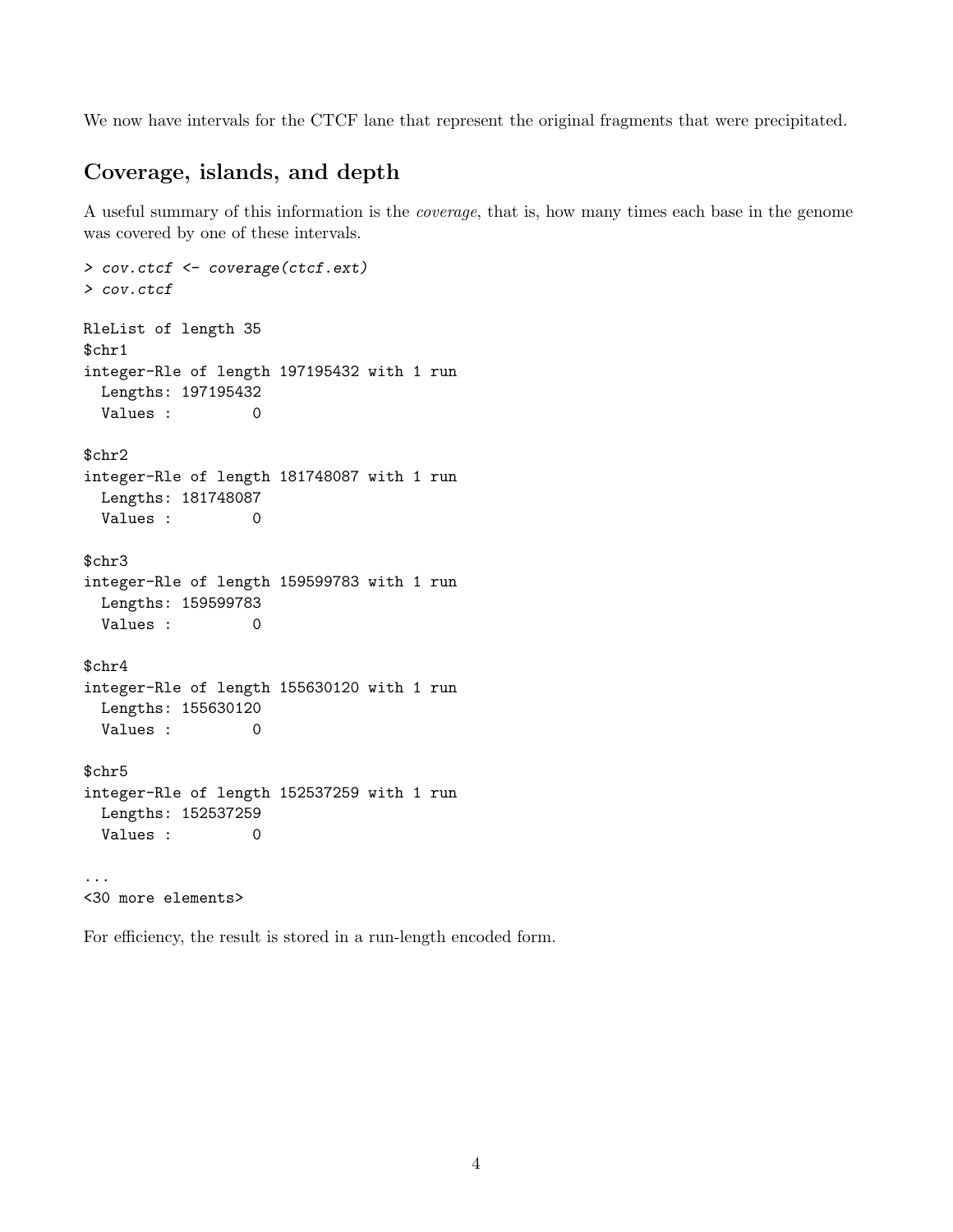We now have intervals for the CTCF lane that represent the original fragments that were precipitated.

## Coverage, islands, and depth

A useful summary of this information is the *coverage*, that is, how many times each base in the genome was covered by one of these intervals.

```
> cov.ctcf <- coverage(ctcf.ext)
> cov.ctcf

RleList of length 35
$chr1
integer-Rle of length 197195432 with 1 run
  Lengths: 197195432
  Values :         0

$chr2
integer-Rle of length 181748087 with 1 run
  Lengths: 181748087
  Values :         0

$chr3
integer-Rle of length 159599783 with 1 run
  Lengths: 159599783
  Values :         0

$chr4
integer-Rle of length 155630120 with 1 run
  Lengths: 155630120
  Values :         0

$chr5
integer-Rle of length 152537259 with 1 run
  Lengths: 152537259
  Values :         0

...
<30 more elements>
```

For efficiency, the result is stored in a run-length encoded form.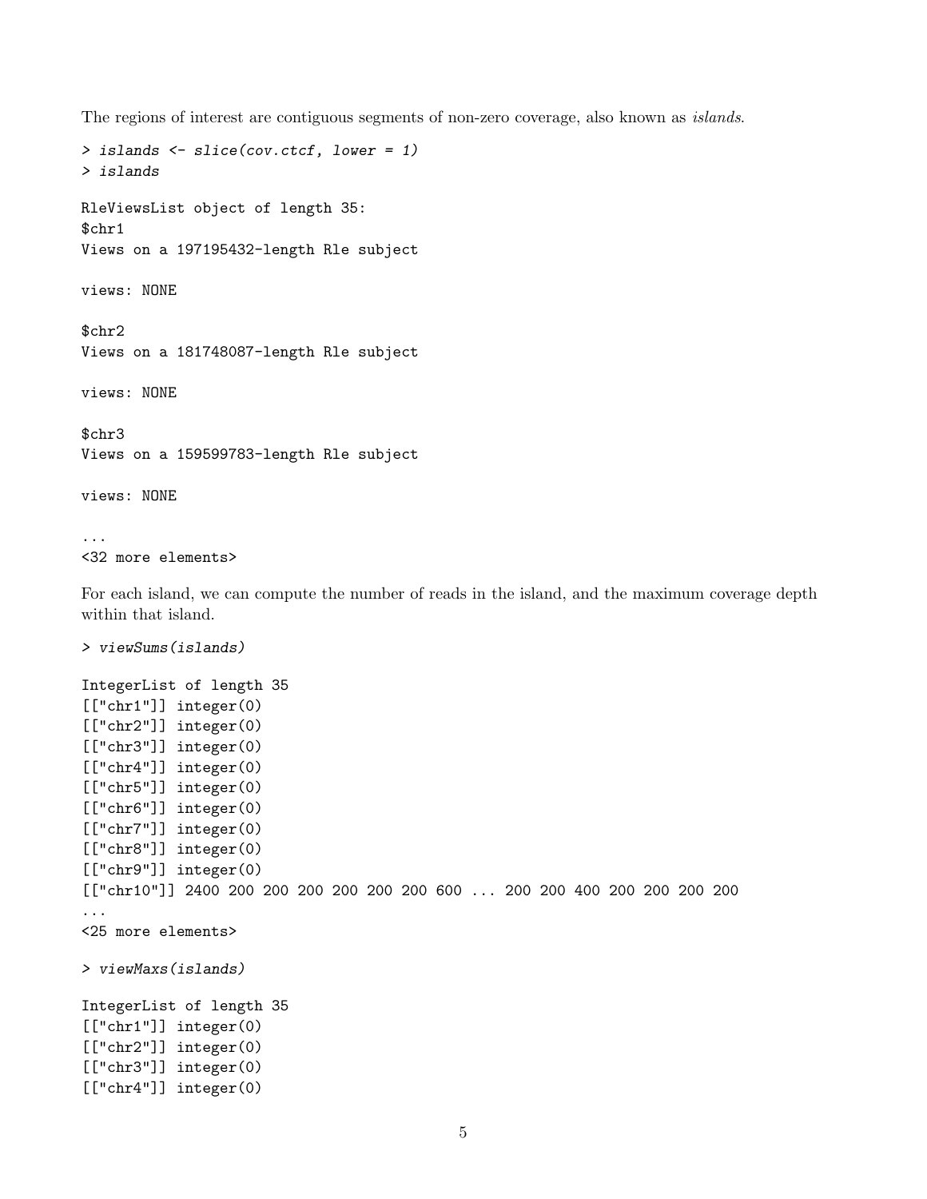The regions of interest are contiguous segments of non-zero coverage, also known as *islands*.

```
> islands <- slice(cov.ctcf, lower = 1)
> islands

RleViewsList object of length 35:
$chr1
Views on a 197195432-length Rle subject

views: NONE

$chr2
Views on a 181748087-length Rle subject

views: NONE

$chr3
Views on a 159599783-length Rle subject

views: NONE

...
<32 more elements>
```

For each island, we can compute the number of reads in the island, and the maximum coverage depth within that island.

```
> viewSums(islands)

IntegerList of length 35
[["chr1"]] integer(0)
[["chr2"]] integer(0)
[["chr3"]] integer(0)
[["chr4"]] integer(0)
[["chr5"]] integer(0)
[["chr6"]] integer(0)
[["chr7"]] integer(0)
[["chr8"]] integer(0)
[["chr9"]] integer(0)
[["chr10"]] 2400 200 200 200 200 200 200 600 ... 200 200 400 200 200 200 200
...
<25 more elements>

> viewMaxs(islands)

IntegerList of length 35
[["chr1"]] integer(0)
[["chr2"]] integer(0)
[["chr3"]] integer(0)
[["chr4"]] integer(0)
```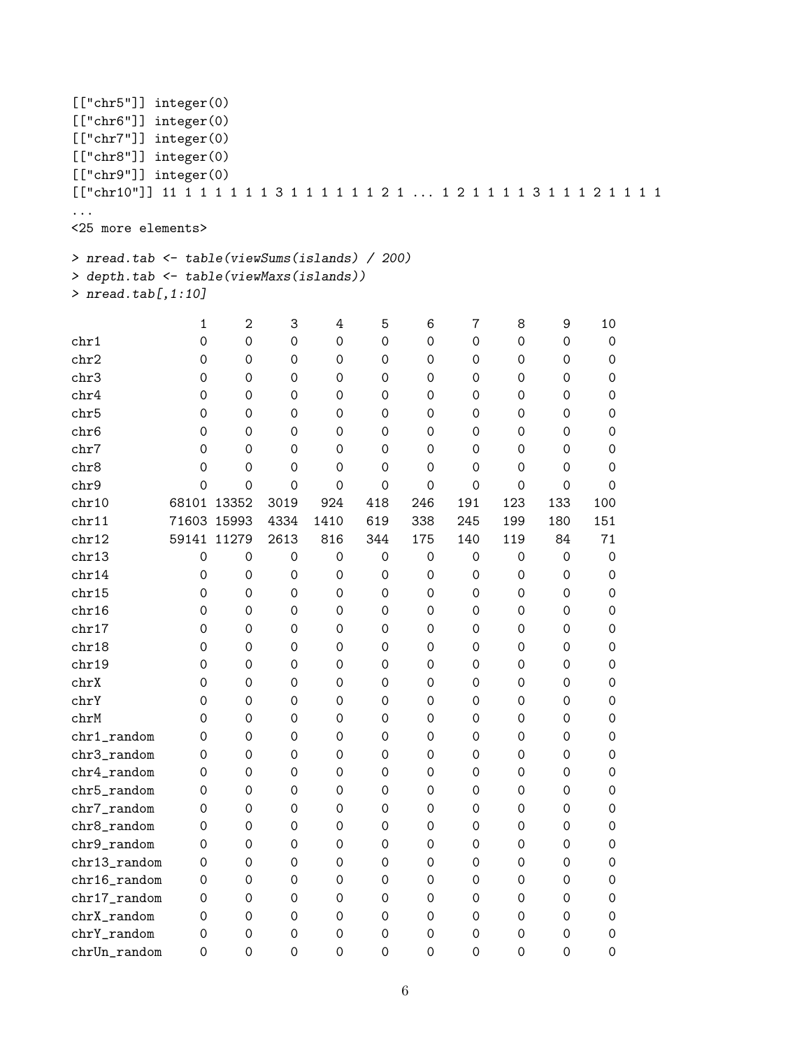```
[["chr5"]] integer(0)
[["chr6"]] integer(0)
[["chr7"]] integer(0)
[["chr8"]] integer(0)
[["chr9"]] integer(0)
[["chr10"]] 11 1 1 1 1 1 1 3 1 1 1 1 1 1 2 1 ... 1 2 1 1 1 1 3 1 1 1 2 1 1 1 1
...
<25 more elements>

> nread.tab <- table(viewSums(islands) / 200)
> depth.tab <- table(viewMaxs(islands))
> nread.tab[,1:10]

                 1     2     3     4     5     6     7     8     9    10
chr1             0     0     0     0     0     0     0     0     0     0
chr2             0     0     0     0     0     0     0     0     0     0
chr3             0     0     0     0     0     0     0     0     0     0
chr4             0     0     0     0     0     0     0     0     0     0
chr5             0     0     0     0     0     0     0     0     0     0
chr6             0     0     0     0     0     0     0     0     0     0
chr7             0     0     0     0     0     0     0     0     0     0
chr8             0     0     0     0     0     0     0     0     0     0
chr9             0     0     0     0     0     0     0     0     0     0
chr10        68101 13352  3019   924   418   246   191   123   133   100
chr11        71603 15993  4334  1410   619   338   245   199   180   151
chr12        59141 11279  2613   816   344   175   140   119    84    71
chr13            0     0     0     0     0     0     0     0     0     0
chr14            0     0     0     0     0     0     0     0     0     0
chr15            0     0     0     0     0     0     0     0     0     0
chr16            0     0     0     0     0     0     0     0     0     0
chr17            0     0     0     0     0     0     0     0     0     0
chr18            0     0     0     0     0     0     0     0     0     0
chr19            0     0     0     0     0     0     0     0     0     0
chrX             0     0     0     0     0     0     0     0     0     0
chrY             0     0     0     0     0     0     0     0     0     0
chrM             0     0     0     0     0     0     0     0     0     0
chr1_random      0     0     0     0     0     0     0     0     0     0
chr3_random      0     0     0     0     0     0     0     0     0     0
chr4_random      0     0     0     0     0     0     0     0     0     0
chr5_random      0     0     0     0     0     0     0     0     0     0
chr7_random      0     0     0     0     0     0     0     0     0     0
chr8_random      0     0     0     0     0     0     0     0     0     0
chr9_random      0     0     0     0     0     0     0     0     0     0
chr13_random     0     0     0     0     0     0     0     0     0     0
chr16_random     0     0     0     0     0     0     0     0     0     0
chr17_random     0     0     0     0     0     0     0     0     0     0
chrX_random      0     0     0     0     0     0     0     0     0     0
chrY_random      0     0     0     0     0     0     0     0     0     0
chrUn_random     0     0     0     0     0     0     0     0     0     0
```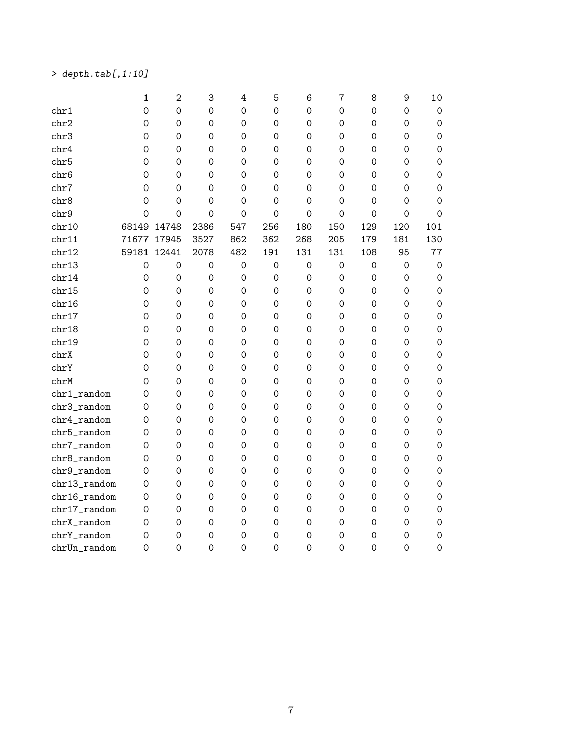```
> depth.tab[,1:10]

                 1     2    3   4   5   6   7   8   9  10
chr1             0     0    0   0   0   0   0   0   0   0
chr2             0     0    0   0   0   0   0   0   0   0
chr3             0     0    0   0   0   0   0   0   0   0
chr4             0     0    0   0   0   0   0   0   0   0
chr5             0     0    0   0   0   0   0   0   0   0
chr6             0     0    0   0   0   0   0   0   0   0
chr7             0     0    0   0   0   0   0   0   0   0
chr8             0     0    0   0   0   0   0   0   0   0
chr9             0     0    0   0   0   0   0   0   0   0
chr10        68149 14748 2386 547 256 180 150 129 120 101
chr11        71677 17945 3527 862 362 268 205 179 181 130
chr12        59181 12441 2078 482 191 131 131 108  95  77
chr13            0     0    0   0   0   0   0   0   0   0
chr14            0     0    0   0   0   0   0   0   0   0
chr15            0     0    0   0   0   0   0   0   0   0
chr16            0     0    0   0   0   0   0   0   0   0
chr17            0     0    0   0   0   0   0   0   0   0
chr18            0     0    0   0   0   0   0   0   0   0
chr19            0     0    0   0   0   0   0   0   0   0
chrX             0     0    0   0   0   0   0   0   0   0
chrY             0     0    0   0   0   0   0   0   0   0
chrM             0     0    0   0   0   0   0   0   0   0
chr1_random      0     0    0   0   0   0   0   0   0   0
chr3_random      0     0    0   0   0   0   0   0   0   0
chr4_random      0     0    0   0   0   0   0   0   0   0
chr5_random      0     0    0   0   0   0   0   0   0   0
chr7_random      0     0    0   0   0   0   0   0   0   0
chr8_random      0     0    0   0   0   0   0   0   0   0
chr9_random      0     0    0   0   0   0   0   0   0   0
chr13_random     0     0    0   0   0   0   0   0   0   0
chr16_random     0     0    0   0   0   0   0   0   0   0
chr17_random     0     0    0   0   0   0   0   0   0   0
chrX_random      0     0    0   0   0   0   0   0   0   0
chrY_random      0     0    0   0   0   0   0   0   0   0
chrUn_random     0     0    0   0   0   0   0   0   0   0
```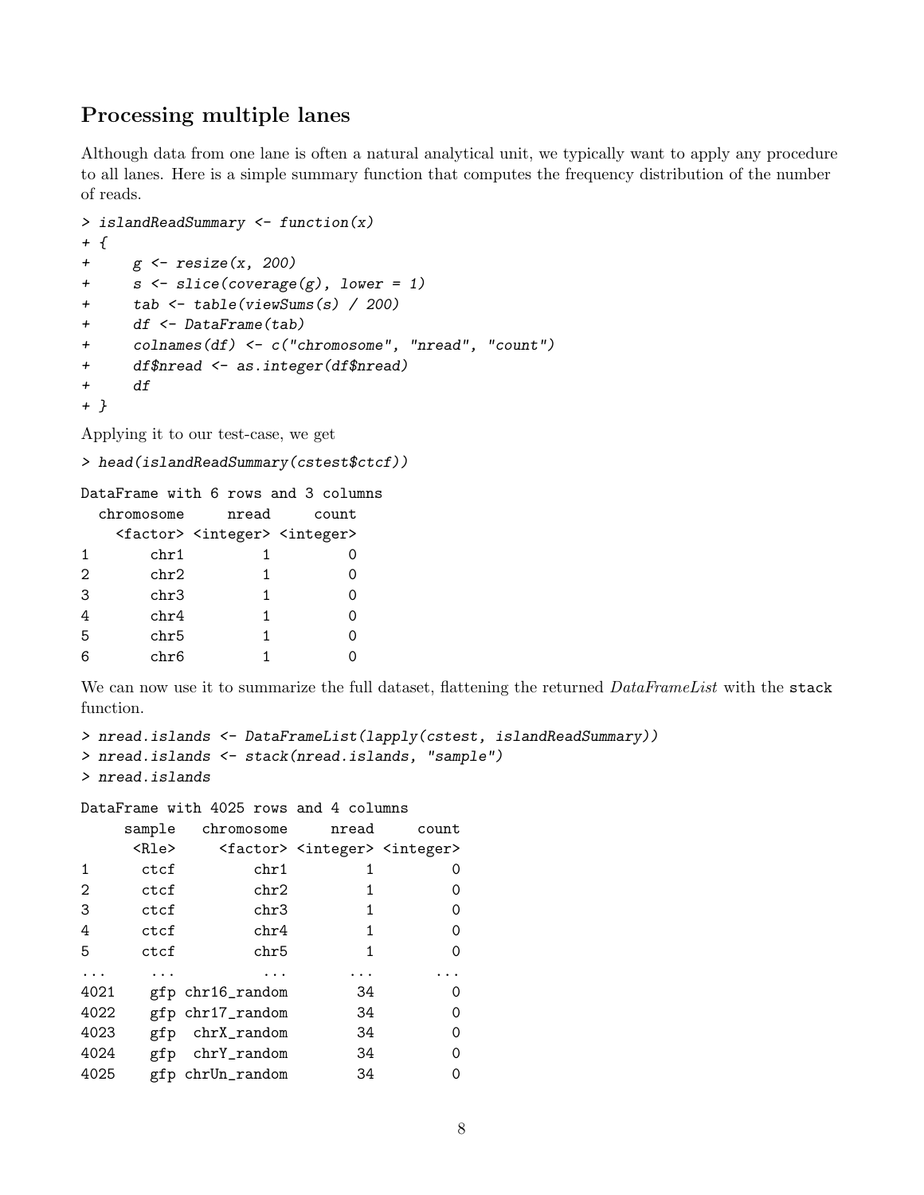## Processing multiple lanes

Although data from one lane is often a natural analytical unit, we typically want to apply any procedure to all lanes. Here is a simple summary function that computes the frequency distribution of the number of reads.

```
> islandReadSummary <- function(x)
+ {
+     g <- resize(x, 200)
+     s <- slice(coverage(g), lower = 1)
+     tab <- table(viewSums(s) / 200)
+     df <- DataFrame(tab)
+     colnames(df) <- c("chromosome", "nread", "count")
+     df$nread <- as.integer(df$nread)
+     df
+ }
```

Applying it to our test-case, we get

```
> head(islandReadSummary(cstest$ctcf))
```

```
DataFrame with 6 rows and 3 columns
  chromosome     nread     count
    <factor> <integer> <integer>
1       chr1         1         0
2       chr2         1         0
3       chr3         1         0
4       chr4         1         0
5       chr5         1         0
6       chr6         1         0
```

We can now use it to summarize the full dataset, flattening the returned *DataFrameList* with the `stack` function.

```
> nread.islands <- DataFrameList(lapply(cstest, islandReadSummary))
> nread.islands <- stack(nread.islands, "sample")
> nread.islands
```

```
DataFrame with 4025 rows and 4 columns
     sample   chromosome     nread     count
      <Rle>     <factor> <integer> <integer>
1      ctcf         chr1         1         0
2      ctcf         chr2         1         0
3      ctcf         chr3         1         0
4      ctcf         chr4         1         0
5      ctcf         chr5         1         0
...     ...          ...       ...       ...
4021    gfp chr16_random        34         0
4022    gfp chr17_random        34         0
4023    gfp  chrX_random        34         0
4024    gfp  chrY_random        34         0
4025    gfp chrUn_random        34         0
```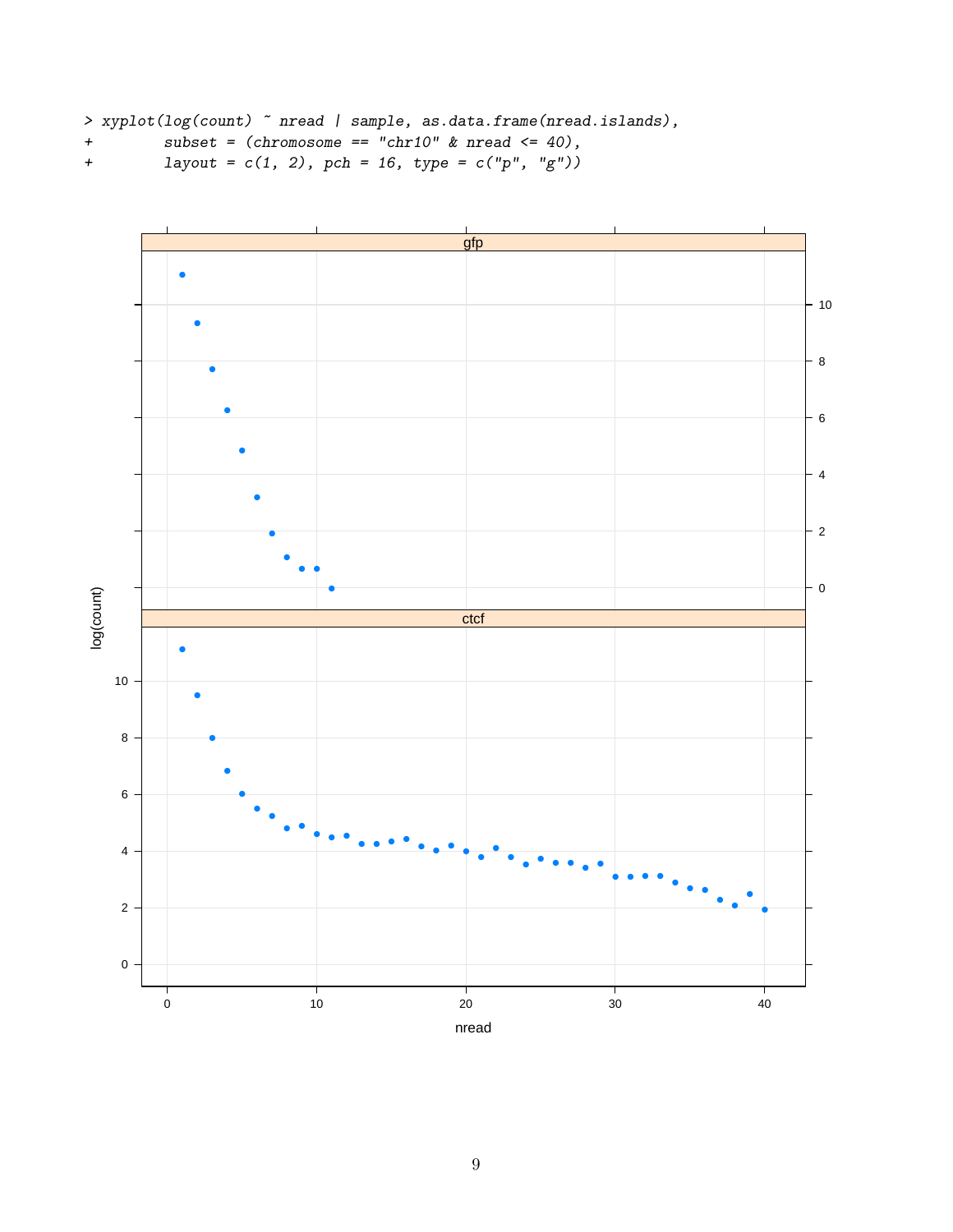```
> xyplot(log(count) ~ nread | sample, as.data.frame(nread.islands),
+        subset = (chromosome == "chr10" & nread <= 40),
+        layout = c(1, 2), pch = 16, type = c("p", "g"))
```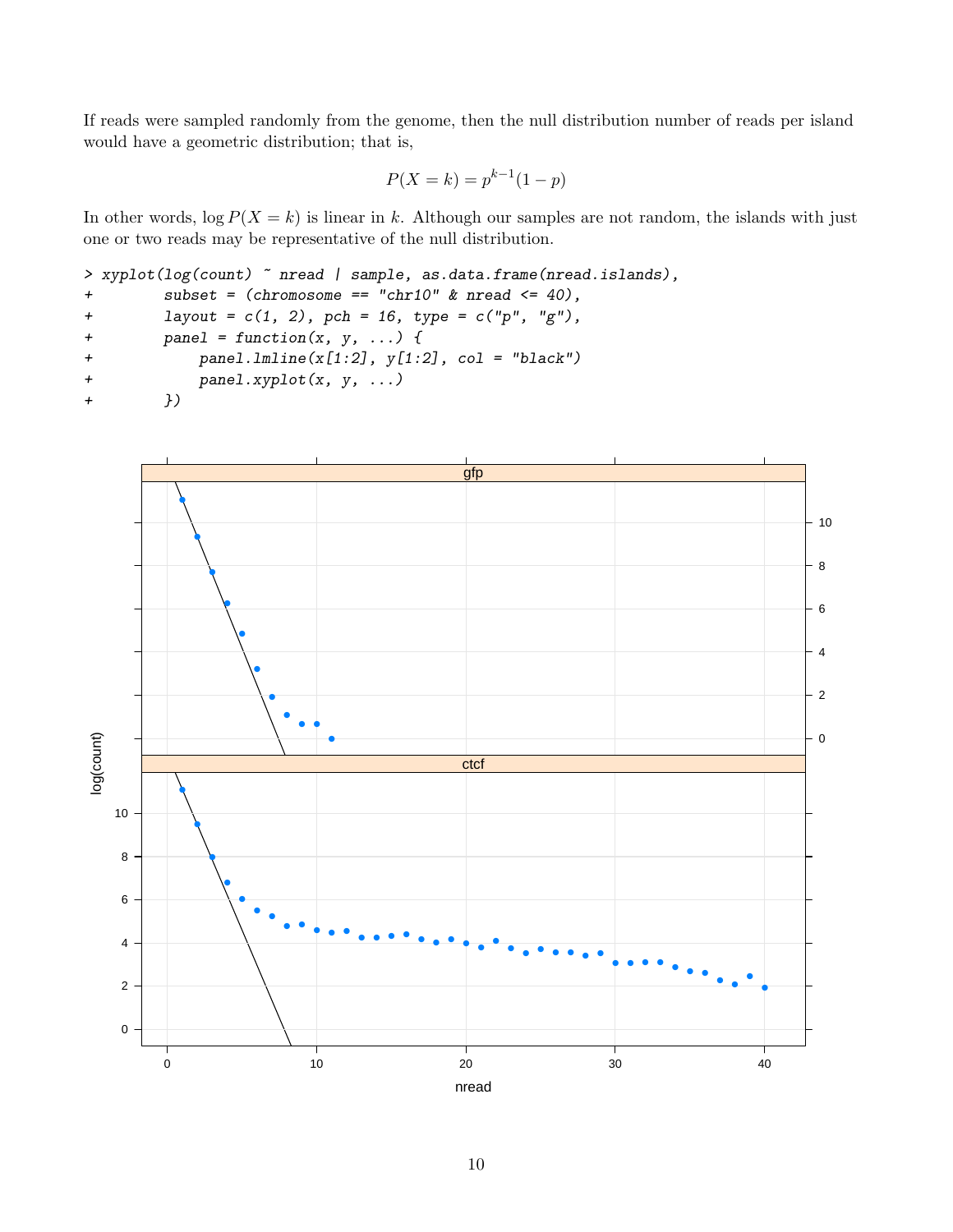If reads were sampled randomly from the genome, then the null distribution number of reads per island would have a geometric distribution; that is,

$$P(X = k) = p^{k-1}(1 - p)$$

In other words, $\log P(X = k)$ is linear in $k$. Although our samples are not random, the islands with just one or two reads may be representative of the null distribution.

```
> xyplot(log(count) ~ nread | sample, as.data.frame(nread.islands),
+        subset = (chromosome == "chr10" & nread <= 40),
+        layout = c(1, 2), pch = 16, type = c("p", "g"),
+        panel = function(x, y, ...) {
+            panel.lmline(x[1:2], y[1:2], col = "black")
+            panel.xyplot(x, y, ...)
+        })
```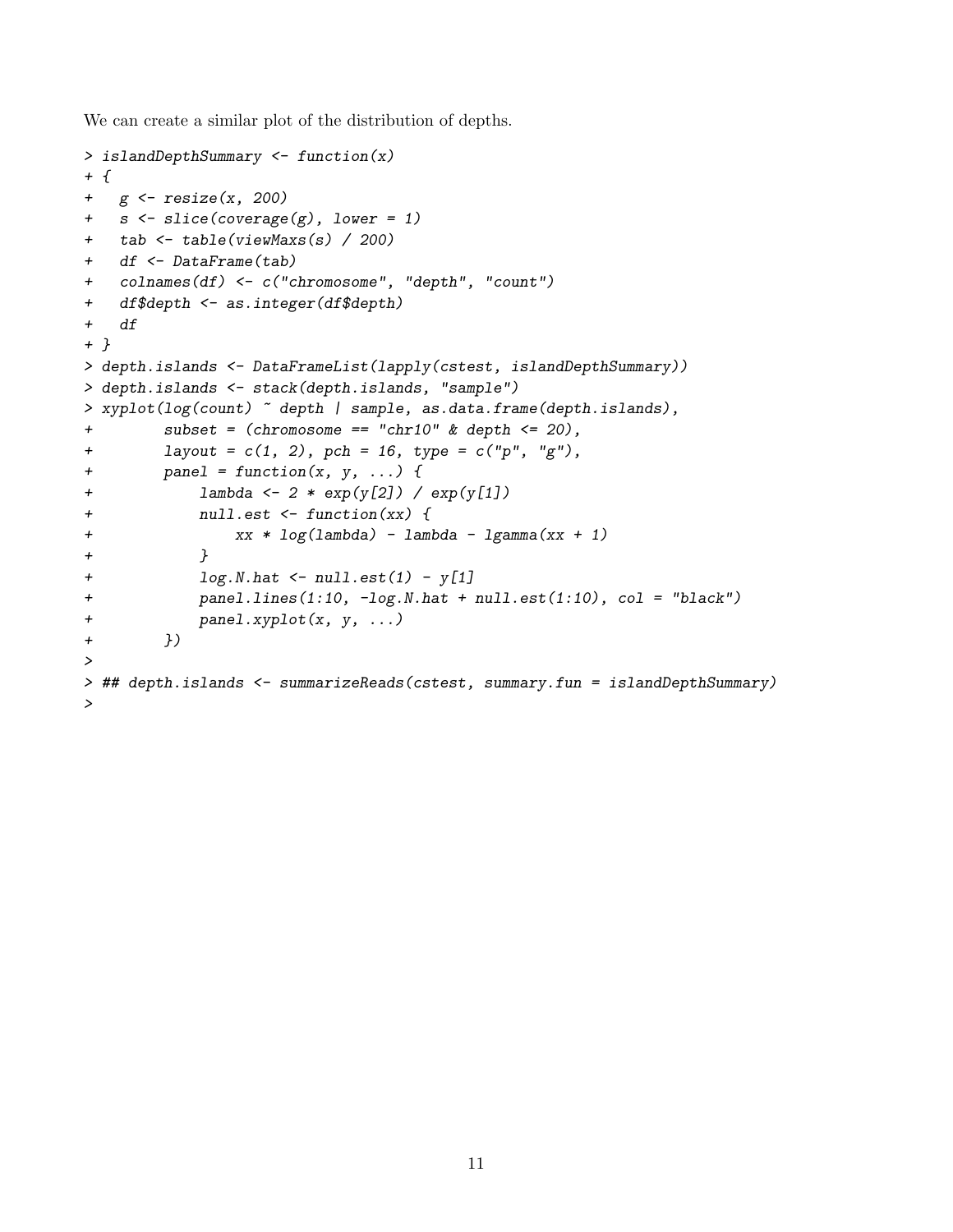We can create a similar plot of the distribution of depths.

```
> islandDepthSummary <- function(x)
+ {
+   g <- resize(x, 200)
+   s <- slice(coverage(g), lower = 1)
+   tab <- table(viewMaxs(s) / 200)
+   df <- DataFrame(tab)
+   colnames(df) <- c("chromosome", "depth", "count")
+   df$depth <- as.integer(df$depth)
+   df
+ }
> depth.islands <- DataFrameList(lapply(cstest, islandDepthSummary))
> depth.islands <- stack(depth.islands, "sample")
> xyplot(log(count) ~ depth | sample, as.data.frame(depth.islands),
+        subset = (chromosome == "chr10" & depth <= 20),
+        layout = c(1, 2), pch = 16, type = c("p", "g"),
+        panel = function(x, y, ...) {
+            lambda <- 2 * exp(y[2]) / exp(y[1])
+            null.est <- function(xx) {
+                xx * log(lambda) - lambda - lgamma(xx + 1)
+            }
+            log.N.hat <- null.est(1) - y[1]
+            panel.lines(1:10, -log.N.hat + null.est(1:10), col = "black")
+            panel.xyplot(x, y, ...)
+        })
>
> ## depth.islands <- summarizeReads(cstest, summary.fun = islandDepthSummary)
>
```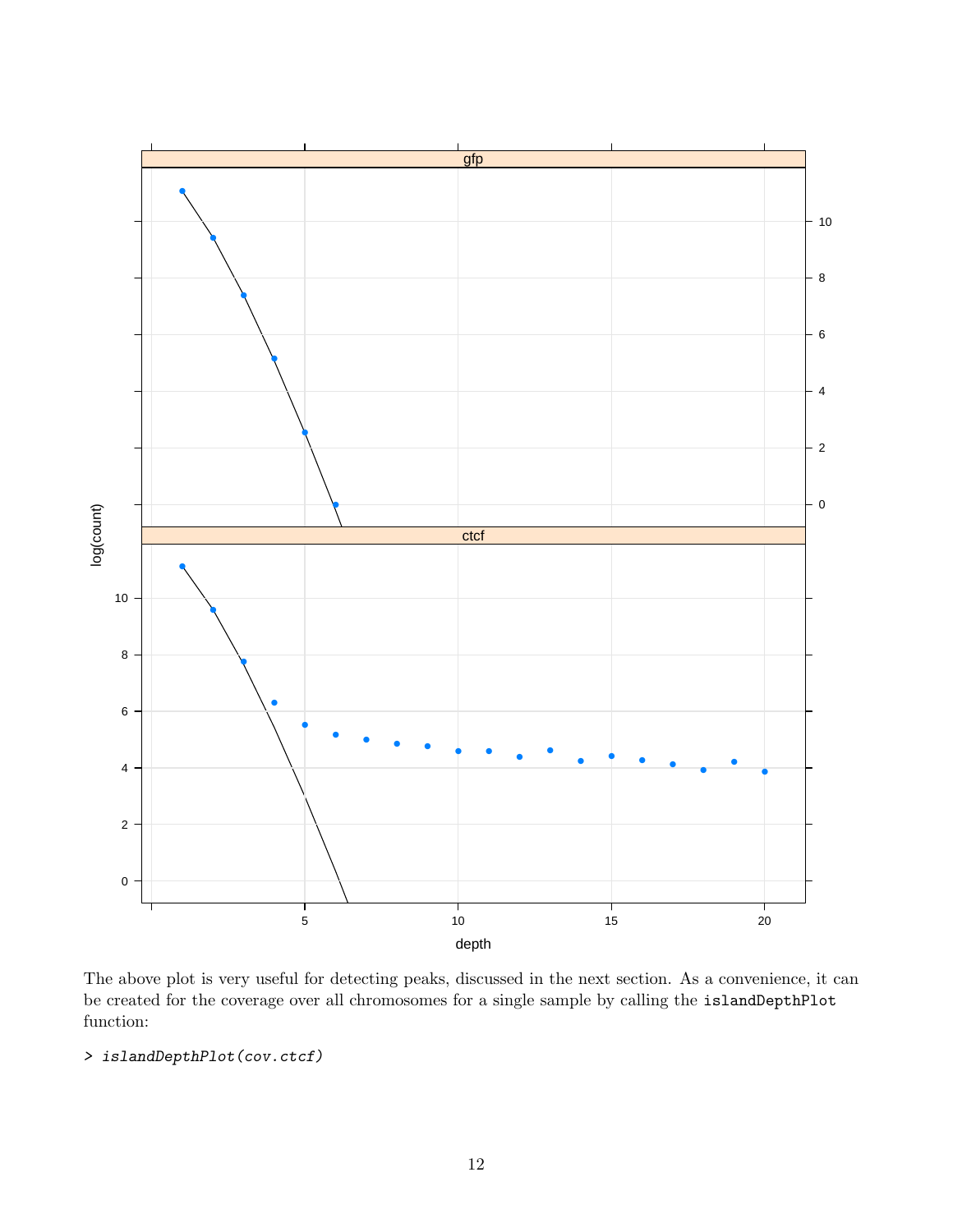The above plot is very useful for detecting peaks, discussed in the next section. As a convenience, it can be created for the coverage over all chromosomes for a single sample by calling the `islandDepthPlot` function:

```
> islandDepthPlot(cov.ctcf)
```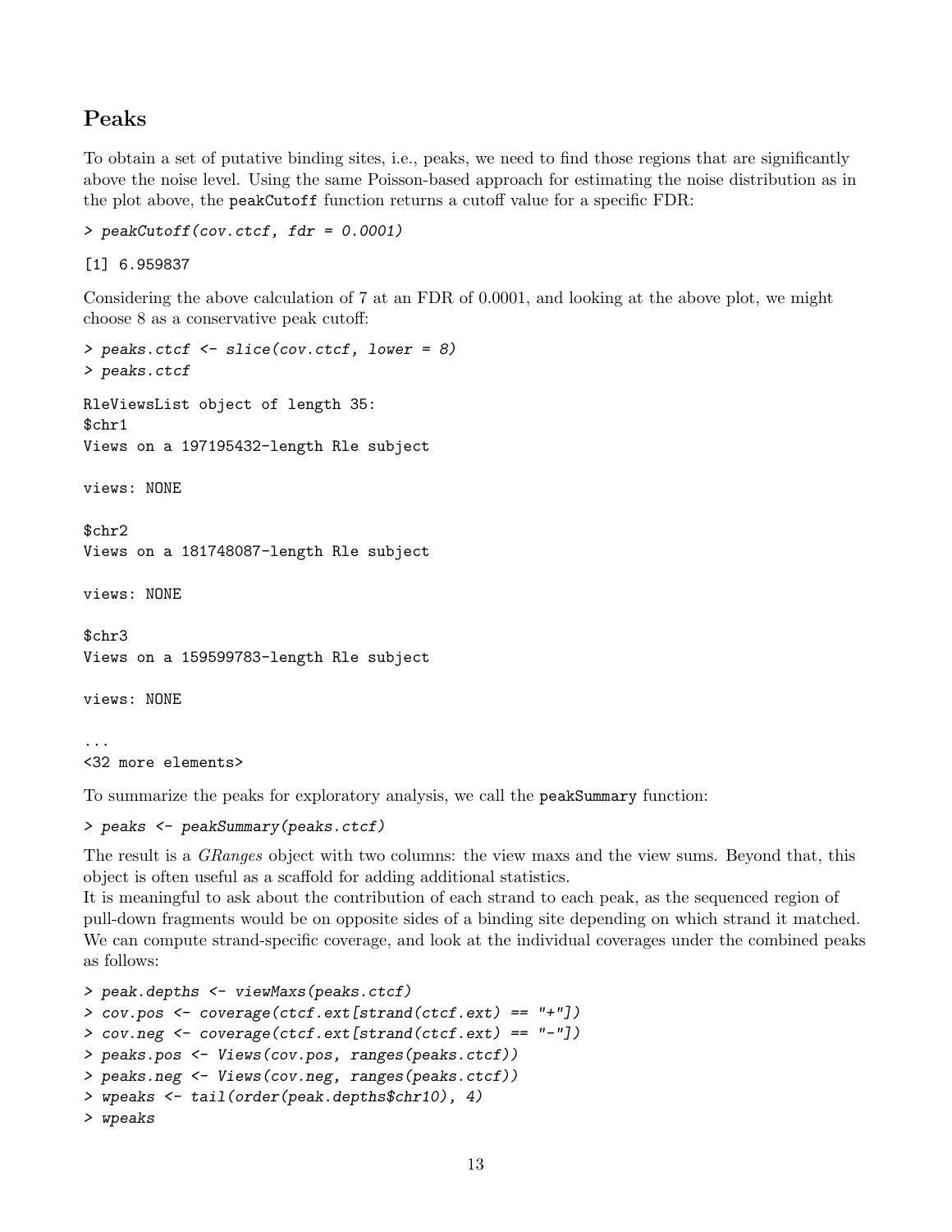## Peaks

To obtain a set of putative binding sites, i.e., peaks, we need to find those regions that are significantly above the noise level. Using the same Poisson-based approach for estimating the noise distribution as in the plot above, the `peakCutoff` function returns a cutoff value for a specific FDR:

```
> peakCutoff(cov.ctcf, fdr = 0.0001)
[1] 6.959837
```

Considering the above calculation of 7 at an FDR of 0.0001, and looking at the above plot, we might choose 8 as a conservative peak cutoff:

```
> peaks.ctcf <- slice(cov.ctcf, lower = 8)
> peaks.ctcf
RleViewsList object of length 35:
$chr1
Views on a 197195432-length Rle subject

views: NONE

$chr2
Views on a 181748087-length Rle subject

views: NONE

$chr3
Views on a 159599783-length Rle subject

views: NONE

...
<32 more elements>
```

To summarize the peaks for exploratory analysis, we call the `peakSummary` function:

```
> peaks <- peakSummary(peaks.ctcf)
```

The result is a *GRanges* object with two columns: the view maxs and the view sums. Beyond that, this object is often useful as a scaffold for adding additional statistics.

It is meaningful to ask about the contribution of each strand to each peak, as the sequenced region of pull-down fragments would be on opposite sides of a binding site depending on which strand it matched. We can compute strand-specific coverage, and look at the individual coverages under the combined peaks as follows:

```
> peak.depths <- viewMaxs(peaks.ctcf)
> cov.pos <- coverage(ctcf.ext[strand(ctcf.ext) == "+"])
> cov.neg <- coverage(ctcf.ext[strand(ctcf.ext) == "-"])
> peaks.pos <- Views(cov.pos, ranges(peaks.ctcf))
> peaks.neg <- Views(cov.neg, ranges(peaks.ctcf))
> wpeaks <- tail(order(peak.depths$chr10), 4)
> wpeaks
```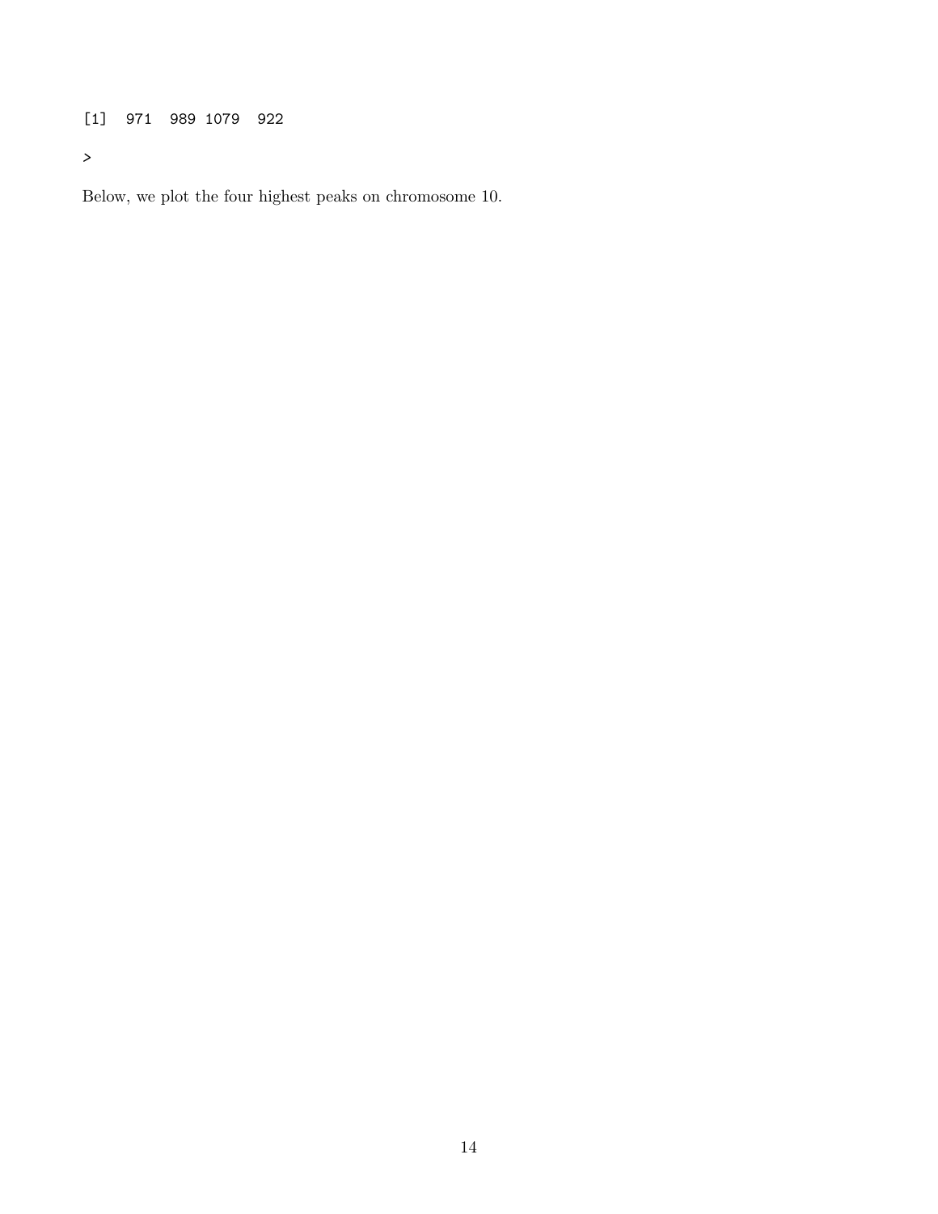```
[1]  971  989 1079  922
>
```

Below, we plot the four highest peaks on chromosome 10.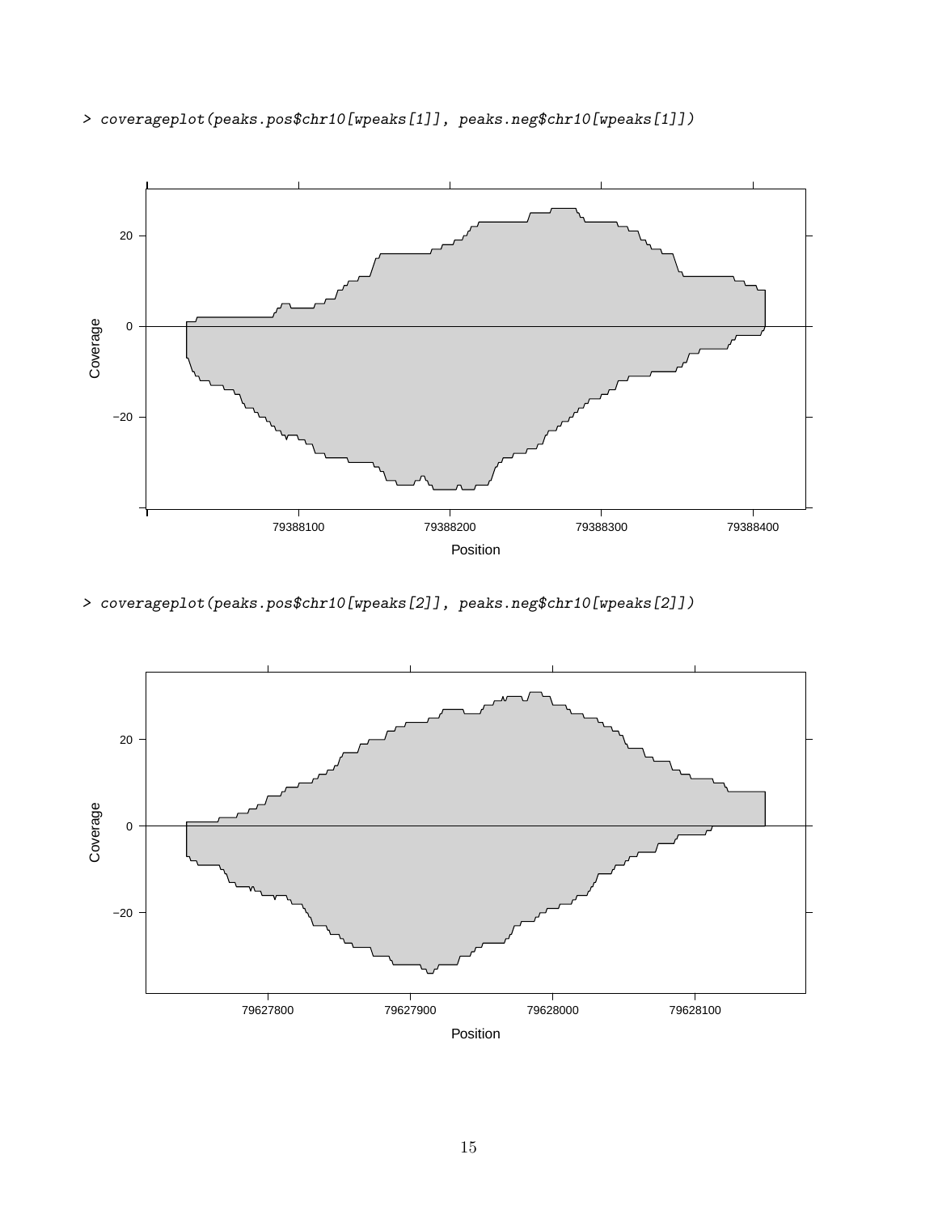```
> coverageplot(peaks.pos$chr10[wpeaks[1]], peaks.neg$chr10[wpeaks[1]])
```

```
> coverageplot(peaks.pos$chr10[wpeaks[2]], peaks.neg$chr10[wpeaks[2]])
```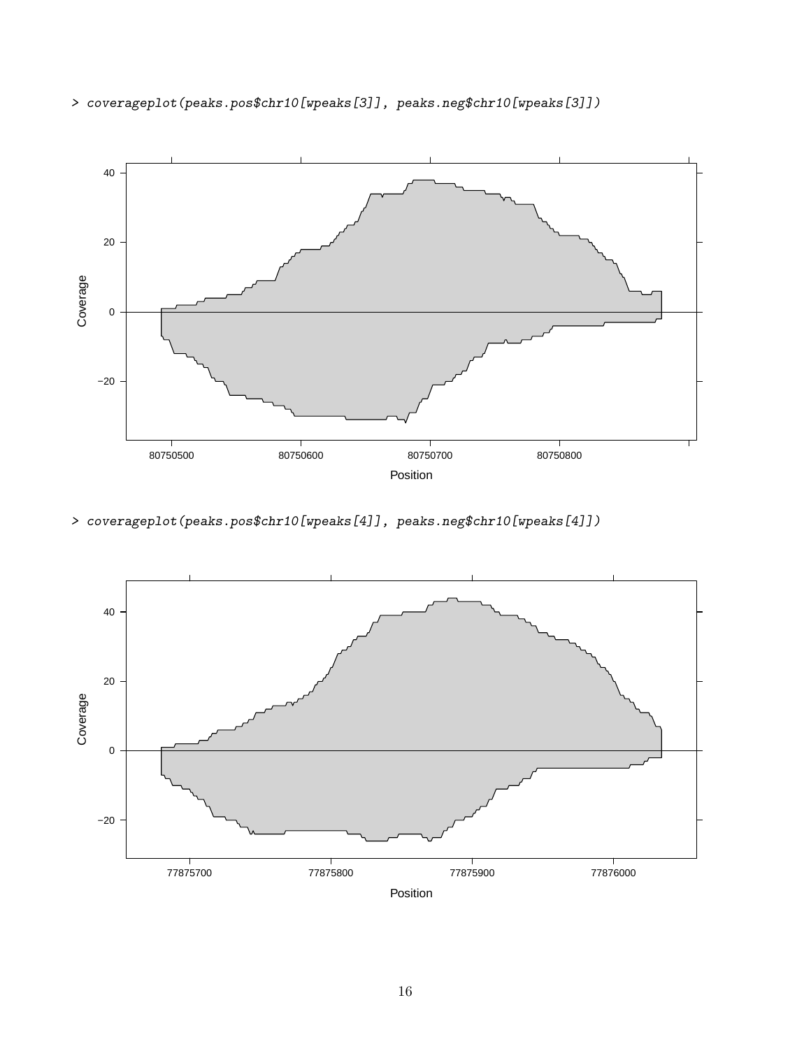```
> coverageplot(peaks.pos$chr10[wpeaks[3]], peaks.neg$chr10[wpeaks[3]])
```

```
> coverageplot(peaks.pos$chr10[wpeaks[4]], peaks.neg$chr10[wpeaks[4]])
```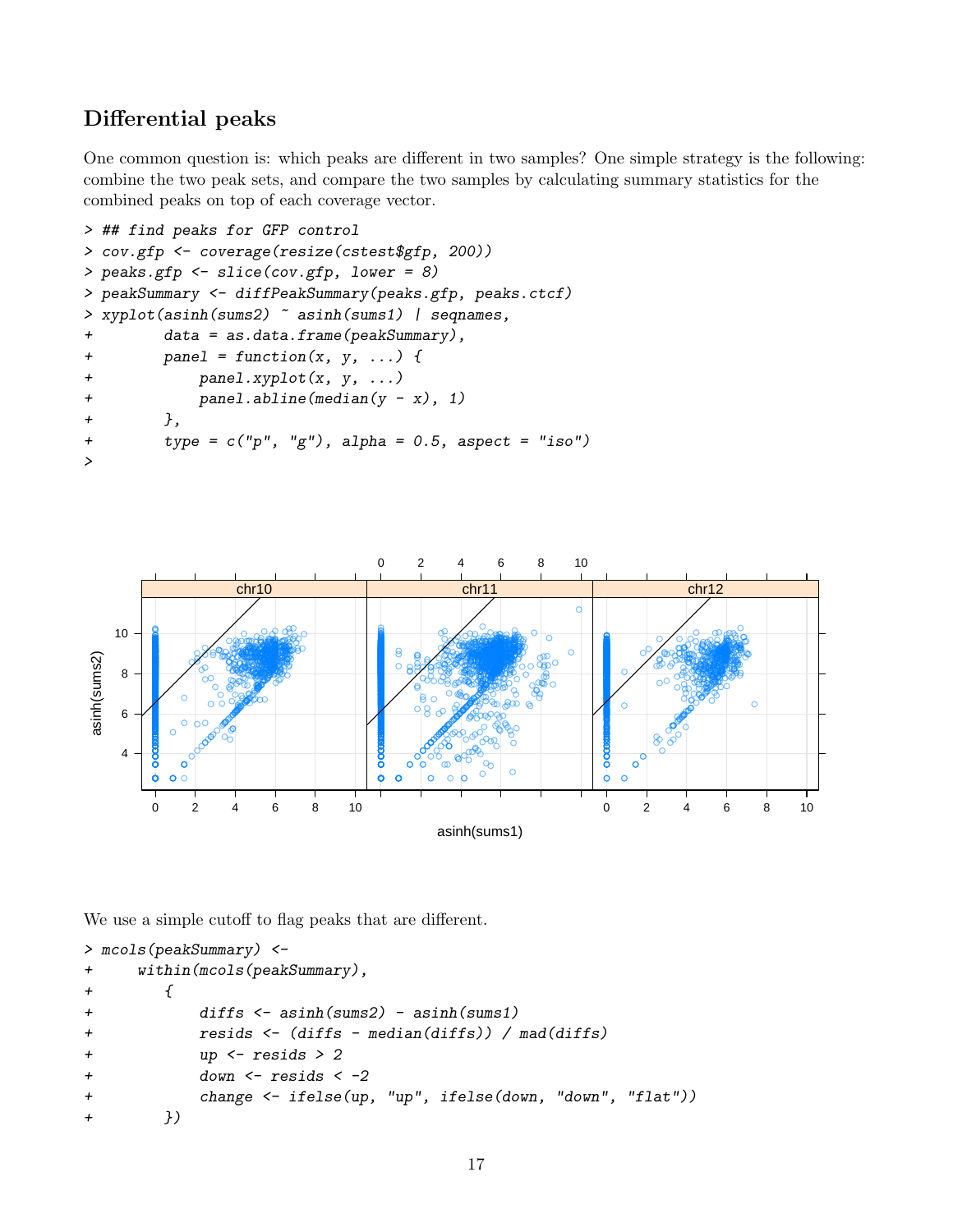## Differential peaks

One common question is: which peaks are different in two samples? One simple strategy is the following: combine the two peak sets, and compare the two samples by calculating summary statistics for the combined peaks on top of each coverage vector.

```
> ## find peaks for GFP control
> cov.gfp <- coverage(resize(cstest$gfp, 200))
> peaks.gfp <- slice(cov.gfp, lower = 8)
> peakSummary <- diffPeakSummary(peaks.gfp, peaks.ctcf)
> xyplot(asinh(sums2) ~ asinh(sums1) | seqnames,
+        data = as.data.frame(peakSummary),
+        panel = function(x, y, ...) {
+            panel.xyplot(x, y, ...)
+            panel.abline(median(y - x), 1)
+        },
+        type = c("p", "g"), alpha = 0.5, aspect = "iso")
>
```

We use a simple cutoff to flag peaks that are different.

```
> mcols(peakSummary) <-
+     within(mcols(peakSummary),
+        {
+            diffs <- asinh(sums2) - asinh(sums1)
+            resids <- (diffs - median(diffs)) / mad(diffs)
+            up <- resids > 2
+            down <- resids < -2
+            change <- ifelse(up, "up", ifelse(down, "down", "flat"))
+        })
```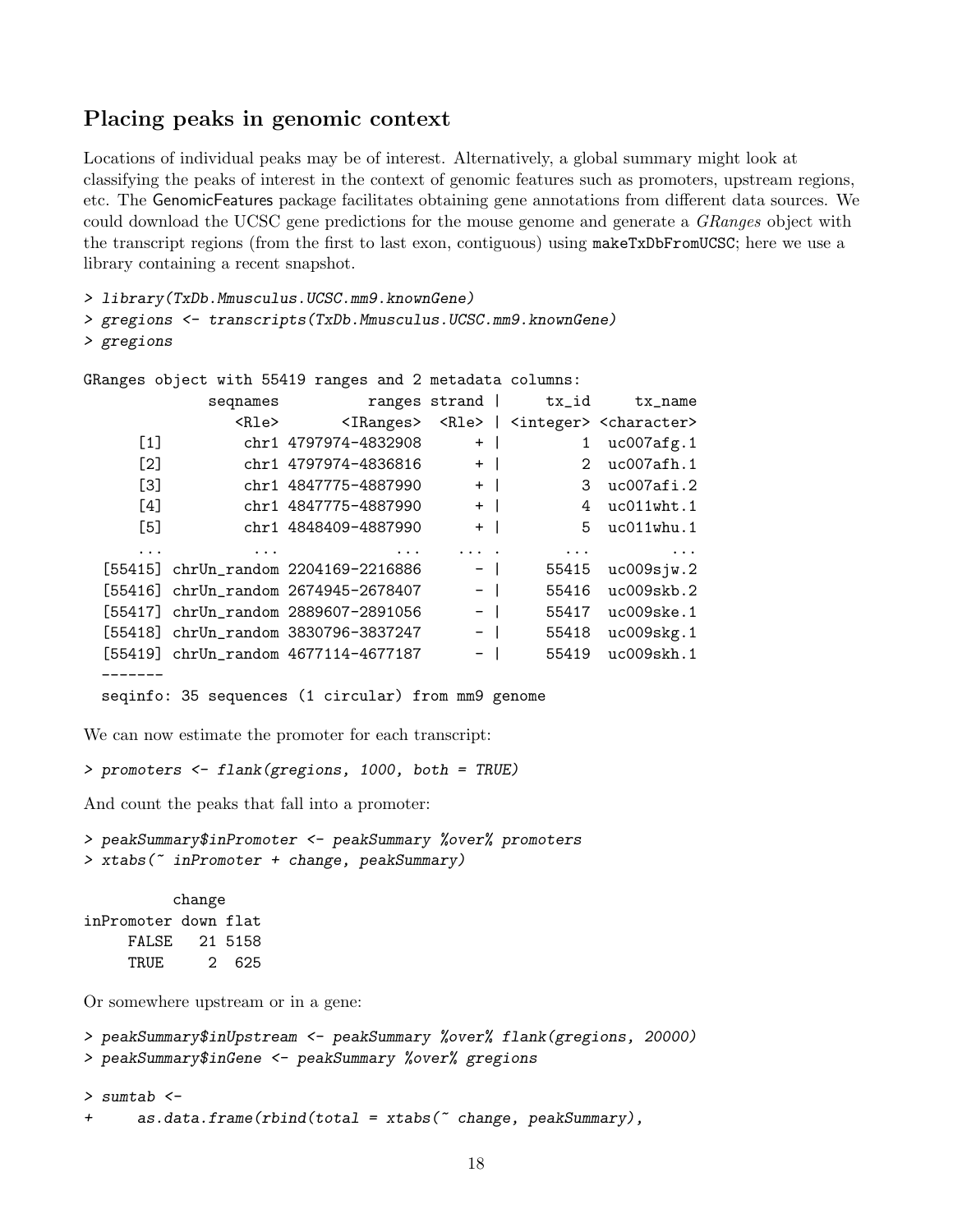## Placing peaks in genomic context

Locations of individual peaks may be of interest. Alternatively, a global summary might look at classifying the peaks of interest in the context of genomic features such as promoters, upstream regions, etc. The GenomicFeatures package facilitates obtaining gene annotations from different data sources. We could download the UCSC gene predictions for the mouse genome and generate a *GRanges* object with the transcript regions (from the first to last exon, contiguous) using `makeTxDbFromUCSC`; here we use a library containing a recent snapshot.

```
> library(TxDb.Mmusculus.UCSC.mm9.knownGene)
> gregions <- transcripts(TxDb.Mmusculus.UCSC.mm9.knownGene)
> gregions

GRanges object with 55419 ranges and 2 metadata columns:
             seqnames          ranges strand |     tx_id     tx_name
                <Rle>       <IRanges>  <Rle> | <integer> <character>
      [1]        chr1 4797974-4832908      + |         1  uc007afg.1
      [2]        chr1 4797974-4836816      + |         2  uc007afh.1
      [3]        chr1 4847775-4887990      + |         3  uc007afi.2
      [4]        chr1 4847775-4887990      + |         4  uc011wht.1
      [5]        chr1 4848409-4887990      + |         5  uc011whu.1
      ...         ...             ...    ... .       ...         ...
  [55415] chrUn_random 2204169-2216886      - |     55415  uc009sjw.2
  [55416] chrUn_random 2674945-2678407      - |     55416  uc009skb.2
  [55417] chrUn_random 2889607-2891056      - |     55417  uc009ske.1
  [55418] chrUn_random 3830796-3837247      - |     55418  uc009skg.1
  [55419] chrUn_random 4677114-4677187      - |     55419  uc009skh.1
  -------
  seqinfo: 35 sequences (1 circular) from mm9 genome
```

We can now estimate the promoter for each transcript:

```
> promoters <- flank(gregions, 1000, both = TRUE)
```

And count the peaks that fall into a promoter:

```
> peakSummary$inPromoter <- peakSummary %over% promoters
> xtabs(~ inPromoter + change, peakSummary)

          change
inPromoter down flat
     FALSE   21 5158
     TRUE     2  625
```

Or somewhere upstream or in a gene:

```
> peakSummary$inUpstream <- peakSummary %over% flank(gregions, 20000)
> peakSummary$inGene <- peakSummary %over% gregions

> sumtab <-
+     as.data.frame(rbind(total = xtabs(~ change, peakSummary),
```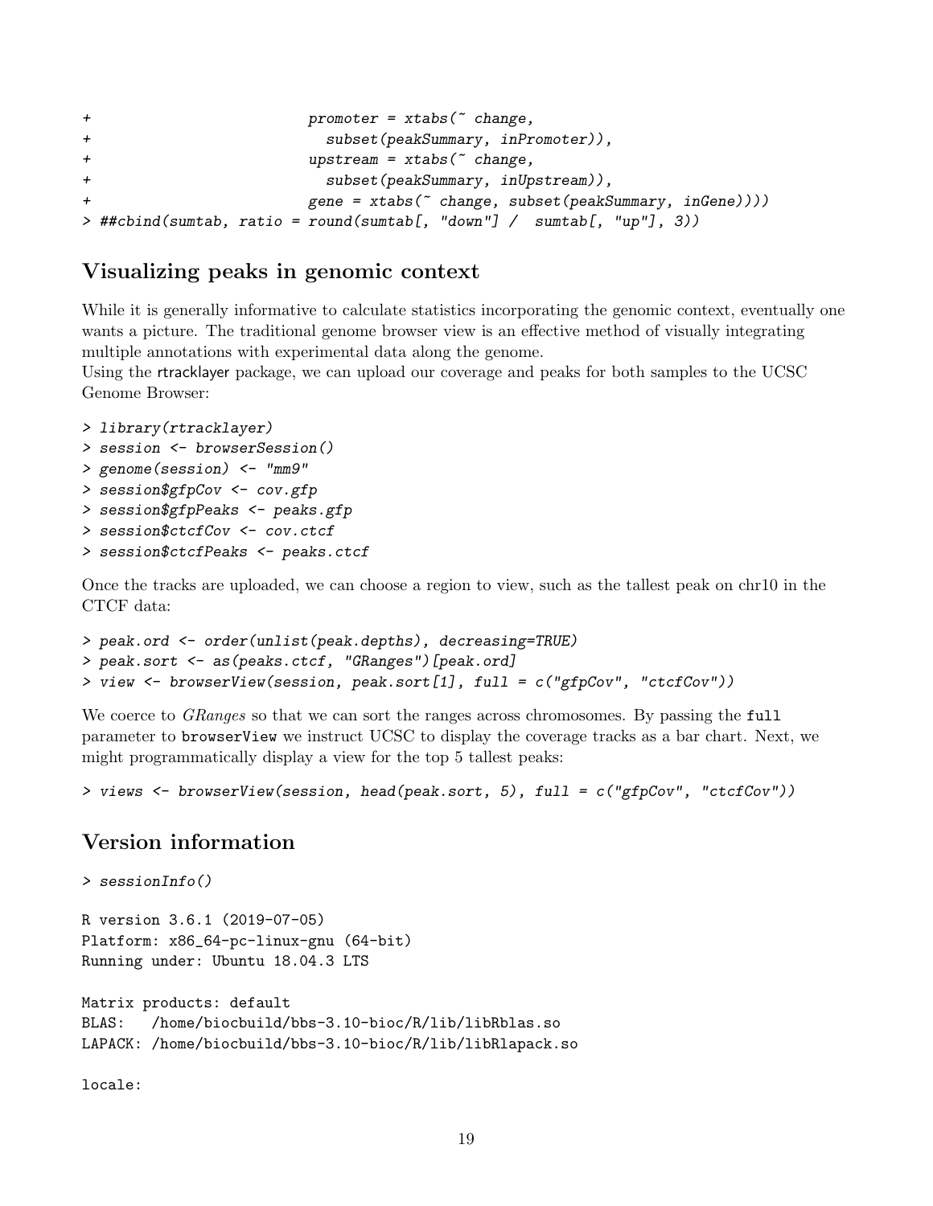```
+                         promoter = xtabs(~ change,
+                           subset(peakSummary, inPromoter)),
+                         upstream = xtabs(~ change,
+                           subset(peakSummary, inUpstream)),
+                         gene = xtabs(~ change, subset(peakSummary, inGene))))
> ##cbind(sumtab, ratio = round(sumtab[, "down"] /  sumtab[, "up"], 3))
```

## Visualizing peaks in genomic context

While it is generally informative to calculate statistics incorporating the genomic context, eventually one wants a picture. The traditional genome browser view is an effective method of visually integrating multiple annotations with experimental data along the genome.
Using the rtracklayer package, we can upload our coverage and peaks for both samples to the UCSC Genome Browser:

```
> library(rtracklayer)
> session <- browserSession()
> genome(session) <- "mm9"
> session$gfpCov <- cov.gfp
> session$gfpPeaks <- peaks.gfp
> session$ctcfCov <- cov.ctcf
> session$ctcfPeaks <- peaks.ctcf
```

Once the tracks are uploaded, we can choose a region to view, such as the tallest peak on chr10 in the CTCF data:

```
> peak.ord <- order(unlist(peak.depths), decreasing=TRUE)
> peak.sort <- as(peaks.ctcf, "GRanges")[peak.ord]
> view <- browserView(session, peak.sort[1], full = c("gfpCov", "ctcfCov"))
```

We coerce to *GRanges* so that we can sort the ranges across chromosomes. By passing the `full` parameter to `browserView` we instruct UCSC to display the coverage tracks as a bar chart. Next, we might programmatically display a view for the top 5 tallest peaks:

```
> views <- browserView(session, head(peak.sort, 5), full = c("gfpCov", "ctcfCov"))
```

## Version information

```
> sessionInfo()

R version 3.6.1 (2019-07-05)
Platform: x86_64-pc-linux-gnu (64-bit)
Running under: Ubuntu 18.04.3 LTS

Matrix products: default
BLAS:   /home/biocbuild/bbs-3.10-bioc/R/lib/libRblas.so
LAPACK: /home/biocbuild/bbs-3.10-bioc/R/lib/libRlapack.so

locale:
```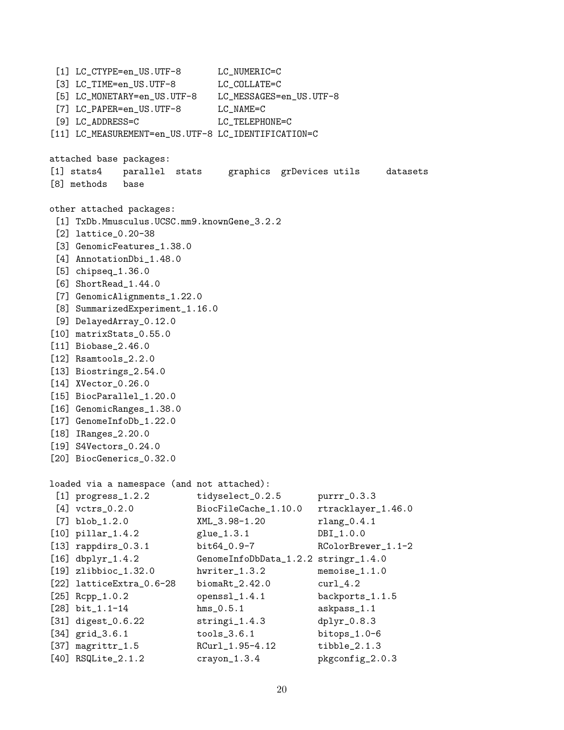```
 [1] LC_CTYPE=en_US.UTF-8       LC_NUMERIC=C
 [3] LC_TIME=en_US.UTF-8        LC_COLLATE=C
 [5] LC_MONETARY=en_US.UTF-8    LC_MESSAGES=en_US.UTF-8
 [7] LC_PAPER=en_US.UTF-8       LC_NAME=C
 [9] LC_ADDRESS=C               LC_TELEPHONE=C
[11] LC_MEASUREMENT=en_US.UTF-8 LC_IDENTIFICATION=C

attached base packages:
[1] stats4    parallel  stats     graphics  grDevices utils     datasets
[8] methods   base

other attached packages:
 [1] TxDb.Mmusculus.UCSC.mm9.knownGene_3.2.2
 [2] lattice_0.20-38
 [3] GenomicFeatures_1.38.0
 [4] AnnotationDbi_1.48.0
 [5] chipseq_1.36.0
 [6] ShortRead_1.44.0
 [7] GenomicAlignments_1.22.0
 [8] SummarizedExperiment_1.16.0
 [9] DelayedArray_0.12.0
[10] matrixStats_0.55.0
[11] Biobase_2.46.0
[12] Rsamtools_2.2.0
[13] Biostrings_2.54.0
[14] XVector_0.26.0
[15] BiocParallel_1.20.0
[16] GenomicRanges_1.38.0
[17] GenomeInfoDb_1.22.0
[18] IRanges_2.20.0
[19] S4Vectors_0.24.0
[20] BiocGenerics_0.32.0

loaded via a namespace (and not attached):
 [1] progress_1.2.2         tidyselect_0.2.5       purrr_0.3.3
 [4] vctrs_0.2.0            BiocFileCache_1.10.0   rtracklayer_1.46.0
 [7] blob_1.2.0             XML_3.98-1.20          rlang_0.4.1
[10] pillar_1.4.2           glue_1.3.1             DBI_1.0.0
[13] rappdirs_0.3.1         bit64_0.9-7            RColorBrewer_1.1-2
[16] dbplyr_1.4.2           GenomeInfoDbData_1.2.2 stringr_1.4.0
[19] zlibbioc_1.32.0        hwriter_1.3.2          memoise_1.1.0
[22] latticeExtra_0.6-28    biomaRt_2.42.0         curl_4.2
[25] Rcpp_1.0.2             openssl_1.4.1          backports_1.1.5
[28] bit_1.1-14             hms_0.5.1              askpass_1.1
[31] digest_0.6.22          stringi_1.4.3          dplyr_0.8.3
[34] grid_3.6.1             tools_3.6.1            bitops_1.0-6
[37] magrittr_1.5           RCurl_1.95-4.12        tibble_2.1.3
[40] RSQLite_2.1.2          crayon_1.3.4           pkgconfig_2.0.3
```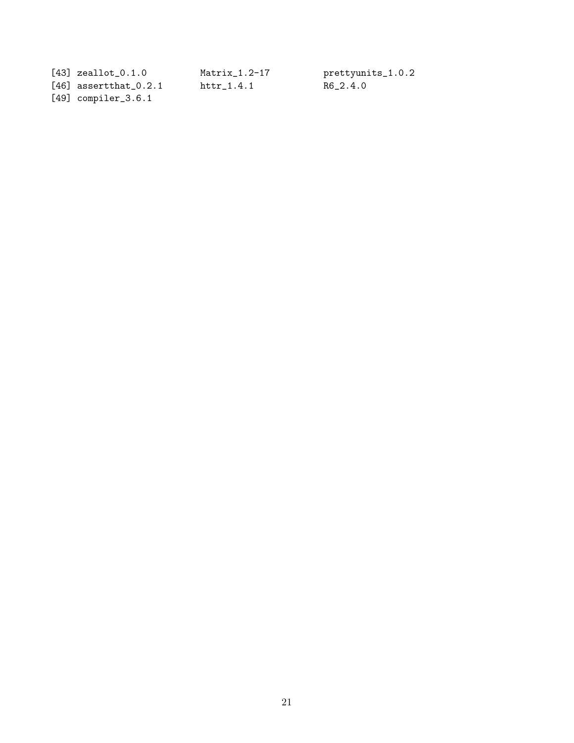```
[43] zeallot_0.1.0        Matrix_1.2-17        prettyunits_1.0.2
[46] assertthat_0.2.1     httr_1.4.1           R6_2.4.0
[49] compiler_3.6.1
```